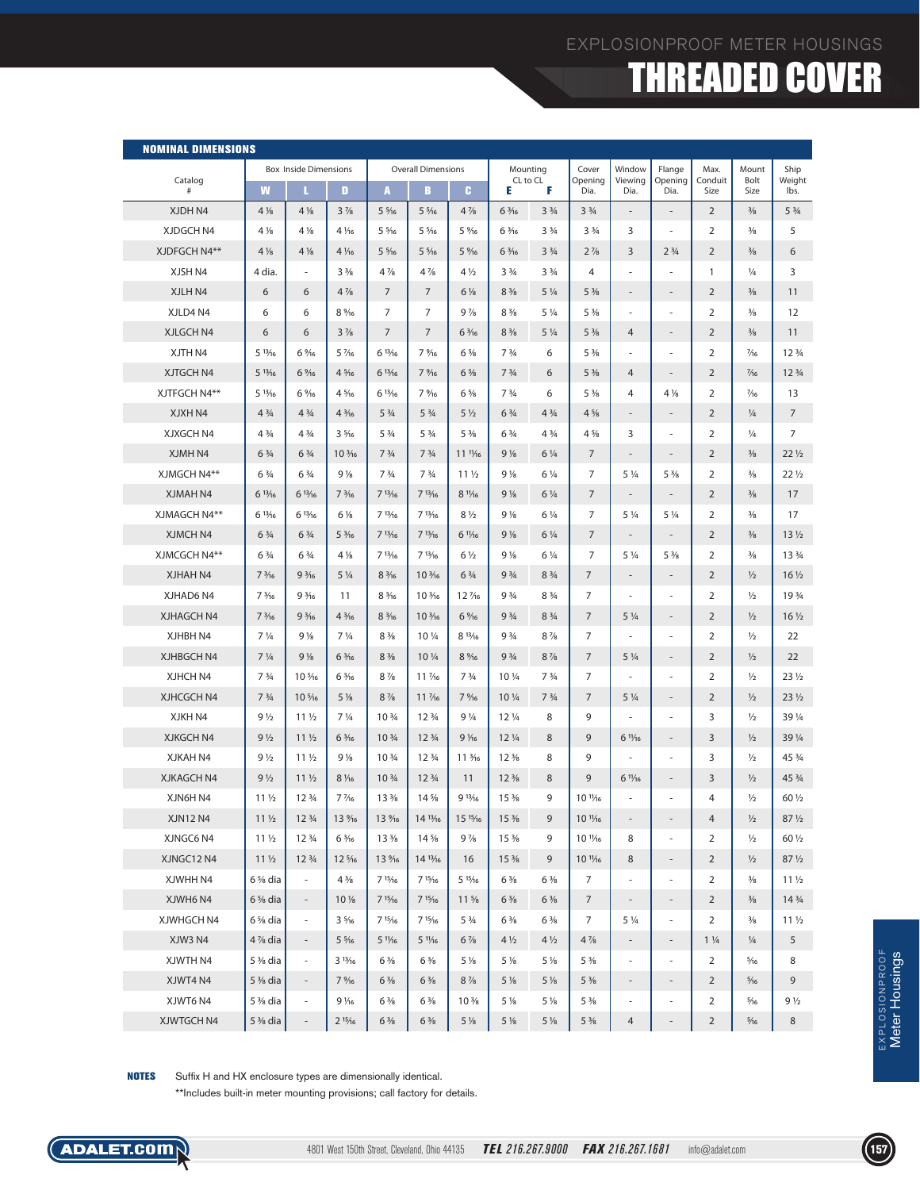EXPLOSIONPROOF METER HOUSINGS

# THREADED COVER

## NOMINAL DIMENSIONS

| Catalog # | Box Inside Dimensions | | | Overall Dimensions | | | Mounting CL to CL | | Cover Opening Dia. | Window Viewing Dia. | Flange Opening Dia. | Max. Conduit Size | Mount Bolt Size | Ship Weight lbs. |
|---|---|---|---|---|---|---|---|---|---|---|---|---|---|---|
| | W | L | D | A | B | C | E | F | | | | | | |
| XJDH N4 | 4 ⅛ | 4 ⅛ | 3 ⅞ | 5 5⁄16 | 5 5⁄16 | 4 ⅞ | 6 3⁄16 | 3 ¾ | 3 ¾ | - | - | 2 | ⅜ | 5 ¾ |
| XJDGCH N4 | 4 ⅛ | 4 ⅛ | 4 1⁄16 | 5 5⁄16 | 5 5⁄16 | 5 9⁄16 | 6 3⁄16 | 3 ¾ | 3 ¾ | 3 | - | 2 | ⅜ | 5 |
| XJDFGCH N4** | 4 ⅛ | 4 ⅛ | 4 1⁄16 | 5 5⁄16 | 5 5⁄16 | 5 9⁄16 | 6 3⁄16 | 3 ¾ | 2 ⅞ | 3 | 2 ¾ | 2 | ⅜ | 6 |
| XJSH N4 | 4 dia. | - | 3 ⅜ | 4 ⅞ | 4 ⅞ | 4 ½ | 3 ¾ | 3 ¾ | 4 | - | - | 1 | ¼ | 3 |
| XJLH N4 | 6 | 6 | 4 ⅞ | 7 | 7 | 6 ⅛ | 8 ⅜ | 5 ¼ | 5 ⅜ | - | - | 2 | ⅜ | 11 |
| XJLD4 N4 | 6 | 6 | 8 9⁄16 | 7 | 7 | 9 ⅞ | 8 ⅜ | 5 ¼ | 5 ⅜ | - | - | 2 | ⅜ | 12 |
| XJLGCH N4 | 6 | 6 | 3 ⅞ | 7 | 7 | 6 3⁄16 | 8 ⅜ | 5 ¼ | 5 ⅜ | 4 | - | 2 | ⅜ | 11 |
| XJTH N4 | 5 13⁄16 | 6 9⁄16 | 5 7⁄16 | 6 13⁄16 | 7 9⁄16 | 6 ⅝ | 7 ¾ | 6 | 5 ⅜ | - | - | 2 | 7⁄16 | 12 ¾ |
| XJTGCH N4 | 5 13⁄16 | 6 9⁄16 | 4 5⁄16 | 6 13⁄16 | 7 9⁄16 | 6 ⅝ | 7 ¾ | 6 | 5 ⅜ | 4 | - | 2 | 7⁄16 | 12 ¾ |
| XJTFGCH N4** | 5 13⁄16 | 6 9⁄16 | 4 5⁄16 | 6 13⁄16 | 7 9⁄16 | 6 ⅝ | 7 ¾ | 6 | 5 ⅜ | 4 | 4 ⅛ | 2 | 7⁄16 | 13 |
| XJXH N4 | 4 ¾ | 4 ¾ | 4 3⁄16 | 5 ¾ | 5 ¾ | 5 ½ | 6 ¾ | 4 ¾ | 4 ⅝ | - | - | 2 | ¼ | 7 |
| XJXGCH N4 | 4 ¾ | 4 ¾ | 3 5⁄16 | 5 ¾ | 5 ¾ | 5 ⅜ | 6 ¾ | 4 ¾ | 4 ⅝ | 3 | - | 2 | ¼ | 7 |
| XJMH N4 | 6 ¾ | 6 ¾ | 10 3⁄16 | 7 ¾ | 7 ¾ | 11 11⁄16 | 9 ⅛ | 6 ¼ | 7 | - | - | 2 | ⅜ | 22 ½ |
| XJMGCH N4** | 6 ¾ | 6 ¾ | 9 ⅛ | 7 ¾ | 7 ¾ | 11 ½ | 9 ⅛ | 6 ¼ | 7 | 5 ¼ | 5 ⅜ | 2 | ⅜ | 22 ½ |
| XJMAH N4 | 6 13⁄16 | 6 13⁄16 | 7 3⁄16 | 7 13⁄16 | 7 13⁄16 | 8 11⁄16 | 9 ⅛ | 6 ¼ | 7 | - | - | 2 | ⅜ | 17 |
| XJMAGCH N4** | 6 13⁄16 | 6 13⁄16 | 6 ⅛ | 7 13⁄16 | 7 13⁄16 | 8 ½ | 9 ⅛ | 6 ¼ | 7 | 5 ¼ | 5 ¼ | 2 | ⅜ | 17 |
| XJMCH N4 | 6 ¾ | 6 ¾ | 5 3⁄16 | 7 13⁄16 | 7 13⁄16 | 6 11⁄16 | 9 ⅛ | 6 ¼ | 7 | - | - | 2 | ⅜ | 13 ½ |
| XJMCGCH N4** | 6 ¾ | 6 ¾ | 4 ⅛ | 7 13⁄16 | 7 13⁄16 | 6 ½ | 9 ⅛ | 6 ¼ | 7 | 5 ¼ | 5 ⅜ | 2 | ⅜ | 13 ¾ |
| XJHAH N4 | 7 3⁄16 | 9 3⁄16 | 5 ¼ | 8 3⁄16 | 10 3⁄16 | 6 ¾ | 9 ¾ | 8 ¾ | 7 | - | - | 2 | ½ | 16 ½ |
| XJHAD6 N4 | 7 3⁄16 | 9 3⁄16 | 11 | 8 3⁄16 | 10 3⁄16 | 12 7⁄16 | 9 ¾ | 8 ¾ | 7 | - | - | 2 | ½ | 19 ¾ |
| XJHAGCH N4 | 7 3⁄16 | 9 3⁄16 | 4 3⁄16 | 8 3⁄16 | 10 3⁄16 | 6 9⁄16 | 9 ¾ | 8 ¾ | 7 | 5 ¼ | - | 2 | ½ | 16 ½ |
| XJHBH N4 | 7 ¼ | 9 ⅛ | 7 ¼ | 8 ⅜ | 10 ¼ | 8 13⁄16 | 9 ¾ | 8 ⅞ | 7 | - | - | 2 | ½ | 22 |
| XJHBGCH N4 | 7 ¼ | 9 ⅛ | 6 3⁄16 | 8 ⅜ | 10 ¼ | 8 9⁄16 | 9 ¾ | 8 ⅞ | 7 | 5 ¼ | - | 2 | ½ | 22 |
| XJHCH N4 | 7 ¾ | 10 5⁄16 | 6 3⁄16 | 8 ⅞ | 11 7⁄16 | 7 ¾ | 10 ¼ | 7 ¾ | 7 | - | - | 2 | ½ | 23 ½ |
| XJHCGCH N4 | 7 ¾ | 10 5⁄16 | 5 ⅛ | 8 ⅞ | 11 7⁄16 | 7 9⁄16 | 10 ¼ | 7 ¾ | 7 | 5 ¼ | - | 2 | ½ | 23 ½ |
| XJKH N4 | 9 ½ | 11 ½ | 7 ¼ | 10 ¾ | 12 ¾ | 9 ¼ | 12 ¼ | 8 | 9 | - | - | 3 | ½ | 39 ¼ |
| XJKGCH N4 | 9 ½ | 11 ½ | 6 3⁄16 | 10 ¾ | 12 ¾ | 9 1⁄16 | 12 ¼ | 8 | 9 | 6 11⁄16 | - | 3 | ½ | 39 ¼ |
| XJKAH N4 | 9 ½ | 11 ½ | 9 ⅛ | 10 ¾ | 12 ¾ | 11 3⁄16 | 12 ⅜ | 8 | 9 | - | - | 3 | ½ | 45 ¾ |
| XJKAGCH N4 | 9 ½ | 11 ½ | 8 1⁄16 | 10 ¾ | 12 ¾ | 11 | 12 ⅜ | 8 | 9 | 6 11⁄16 | - | 3 | ½ | 45 ¾ |
| XJN6H N4 | 11 ½ | 12 ¾ | 7 7⁄16 | 13 ⅜ | 14 ⅝ | 9 13⁄16 | 15 ⅜ | 9 | 10 11⁄16 | - | - | 4 | ½ | 60 ½ |
| XJN12 N4 | 11 ½ | 12 ¾ | 13 9⁄16 | 13 9⁄16 | 14 13⁄16 | 15 15⁄16 | 15 ⅜ | 9 | 10 11⁄16 | - | - | 4 | ½ | 87 ½ |
| XJNGC6 N4 | 11 ½ | 12 ¾ | 6 3⁄16 | 13 ⅜ | 14 ⅝ | 9 ⅞ | 15 ⅜ | 9 | 10 11⁄16 | 8 | - | 2 | ½ | 60 ½ |
| XJNGC12 N4 | 11 ½ | 12 ¾ | 12 5⁄16 | 13 9⁄16 | 14 13⁄16 | 16 | 15 ⅜ | 9 | 10 11⁄16 | 8 | - | 2 | ½ | 87 ½ |
| XJWHH N4 | 6 ⅝ dia | - | 4 ⅜ | 7 15⁄16 | 7 15⁄16 | 5 15⁄16 | 6 ⅜ | 6 ⅜ | 7 | - | - | 2 | ⅜ | 11 ½ |
| XJWH6 N4 | 6 ⅝ dia | - | 10 ⅛ | 7 15⁄16 | 7 15⁄16 | 11 ⅝ | 6 ⅜ | 6 ⅜ | 7 | - | - | 2 | ⅜ | 14 ¾ |
| XJWHGCH N4 | 6 ⅝ dia | - | 3 5⁄16 | 7 15⁄16 | 7 15⁄16 | 5 ¾ | 6 ⅜ | 6 ⅜ | 7 | 5 ¼ | - | 2 | ⅜ | 11 ½ |
| XJW3 N4 | 4 ⅞ dia | - | 5 5⁄16 | 5 11⁄16 | 5 11⁄16 | 6 ⅞ | 4 ½ | 4 ½ | 4 ⅞ | - | - | 1 ¼ | ¼ | 5 |
| XJWTH N4 | 5 ⅜ dia | - | 3 13⁄16 | 6 ⅜ | 6 ⅜ | 5 ⅛ | 5 ⅛ | 5 ⅛ | 5 ⅜ | - | - | 2 | 5⁄16 | 8 |
| XJWT4 N4 | 5 ⅜ dia | - | 7 9⁄16 | 6 ⅜ | 6 ⅜ | 8 ⅞ | 5 ⅛ | 5 ⅛ | 5 ⅜ | - | - | 2 | 5⁄16 | 9 |
| XJWT6 N4 | 5 ⅜ dia | - | 9 1⁄16 | 6 ⅜ | 6 ⅜ | 10 ⅜ | 5 ⅛ | 5 ⅛ | 5 ⅜ | - | - | 2 | 5⁄16 | 9 ½ |
| XJWTGCH N4 | 5 ⅜ dia | - | 2 15⁄16 | 6 ⅜ | 6 ⅜ | 5 ⅛ | 5 ⅛ | 5 ⅛ | 5 ⅜ | 4 | - | 2 | 5⁄16 | 8 |

**NOTES** Suffix H and HX enclosure types are dimensionally identical.

**Includes built-in meter mounting provisions; call factory for details.

ADALET.COM 4801 West 150th Street, Cleveland, Ohio 44135 **TEL** 216.267.9000 **FAX** 216.267.1681 info@adalet.com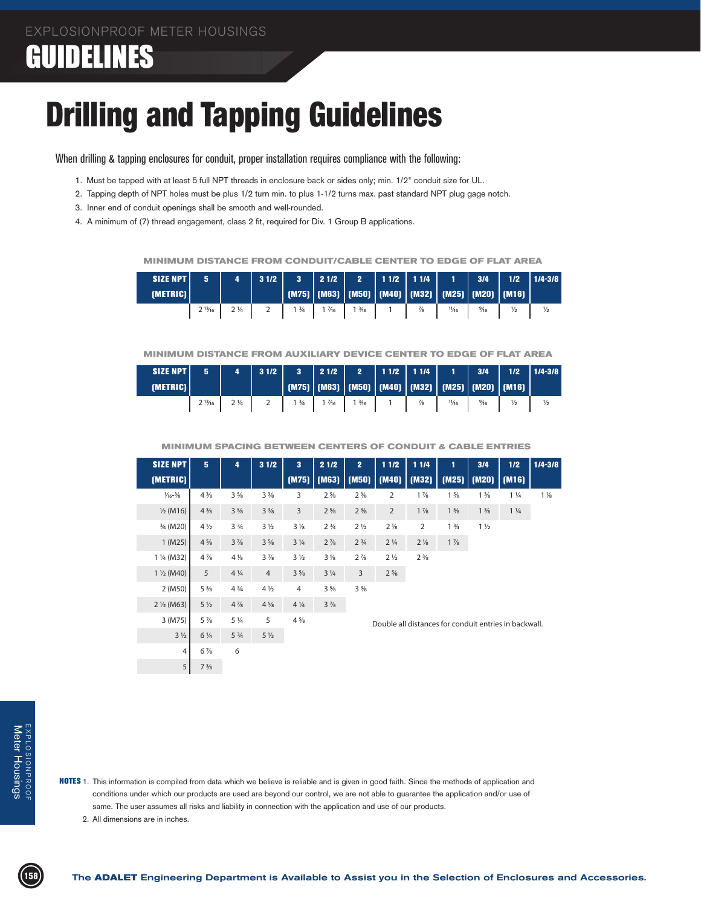# GUIDELINES

## Drilling and Tapping Guidelines

When drilling & tapping enclosures for conduit, proper installation requires compliance with the following:

1. Must be tapped with at least 5 full NPT threads in enclosure back or sides only; min. 1/2" conduit size for UL.
2. Tapping depth of NPT holes must be plus 1/2 turn min. to plus 1-1/2 turns max. past standard NPT plug gage notch.
3. Inner end of conduit openings shall be smooth and well-rounded.
4. A minimum of (7) thread engagement, class 2 fit, required for Div. 1 Group B applications.

### MINIMUM DISTANCE FROM CONDUIT/CABLE CENTER TO EDGE OF FLAT AREA

| SIZE NPT (METRIC) | 5 | 4 | 3 1/2 | 3 (M75) | 2 1/2 (M63) | 2 (M50) | 1 1/2 (M40) | 1 1/4 (M32) | 1 (M25) | 3/4 (M20) | 1/2 (M16) | 1/4-3/8 |
|---|---|---|---|---|---|---|---|---|---|---|---|---|
| | 2 13/16 | 2 1/4 | 2 | 1 3/4 | 1 7/16 | 1 3/16 | 1 | 7/8 | 11/16 | 9/16 | 1/2 | 1/2 |

### MINIMUM DISTANCE FROM AUXILIARY DEVICE CENTER TO EDGE OF FLAT AREA

| SIZE NPT (METRIC) | 5 | 4 | 3 1/2 | 3 (M75) | 2 1/2 (M63) | 2 (M50) | 1 1/2 (M40) | 1 1/4 (M32) | 1 (M25) | 3/4 (M20) | 1/2 (M16) | 1/4-3/8 |
|---|---|---|---|---|---|---|---|---|---|---|---|---|
| | 2 13/16 | 2 1/4 | 2 | 1 3/4 | 1 7/16 | 1 3/16 | 1 | 7/8 | 11/16 | 9/16 | 1/2 | 1/2 |

### MINIMUM SPACING BETWEEN CENTERS OF CONDUIT & CABLE ENTRIES

| SIZE NPT (METRIC) | 5 | 4 | 3 1/2 | 3 (M75) | 2 1/2 (M63) | 2 (M50) | 1 1/2 (M40) | 1 1/4 (M32) | 1 (M25) | 3/4 (M20) | 1/2 (M16) | 1/4-3/8 |
|---|---|---|---|---|---|---|---|---|---|---|---|---|
| 1/16-3/8 | 4 3/8 | 3 5/8 | 3 3/8 | 3 | 2 5/8 | 2 3/8 | 2 | 1 7/8 | 1 5/8 | 1 3/8 | 1 1/4 | 1 1/8 |
| 1/2 (M16) | 4 3/8 | 3 5/8 | 3 3/8 | 3 | 2 5/8 | 2 3/8 | 2 | 1 7/8 | 1 5/8 | 1 3/8 | 1 1/4 | |
| 3/4 (M20) | 4 1/2 | 3 3/4 | 3 1/2 | 3 1/8 | 2 3/4 | 2 1/2 | 2 1/8 | 2 | 1 3/4 | 1 1/2 | | |
| 1 (M25) | 4 5/8 | 3 7/8 | 3 5/8 | 3 1/4 | 2 7/8 | 2 3/4 | 2 1/4 | 2 1/8 | 1 7/8 | | | |
| 1 1/4 (M32) | 4 7/8 | 4 1/8 | 3 7/8 | 3 1/2 | 3 1/8 | 2 7/8 | 2 1/2 | 2 3/8 | | | | |
| 1 1/2 (M40) | 5 | 4 1/4 | 4 | 3 5/8 | 3 1/4 | 3 | 2 5/8 | | | | | |
| 2 (M50) | 5 3/8 | 4 3/4 | 4 1/2 | 4 | 3 5/8 | 3 3/8 | | | | | | |
| 2 1/2 (M63) | 5 1/2 | 4 7/8 | 4 5/8 | 4 1/4 | 3 7/8 | | | | | | | |
| 3 (M75) | 5 7/8 | 5 1/4 | 5 | 4 5/8 | | | | | | | | |
| 3 1/2 | 6 1/4 | 5 3/4 | 5 1/2 | | | | | | | | | |
| 4 | 6 7/8 | 6 | | | | | | | | | | |
| 5 | 7 3/8 | | | | | | | | | | | |

Double all distances for conduit entries in backwall.

**NOTES**
1. This information is compiled from data which we believe is reliable and is given in good faith. Since the methods of application and conditions under which our products are used are beyond our control, we are not able to guarantee the application and/or use of same. The user assumes all risks and liability in connection with the application and use of our products.
2. All dimensions are in inches.

The **ADALET** Engineering Department is Available to Assist you in the Selection of Enclosures and Accessories.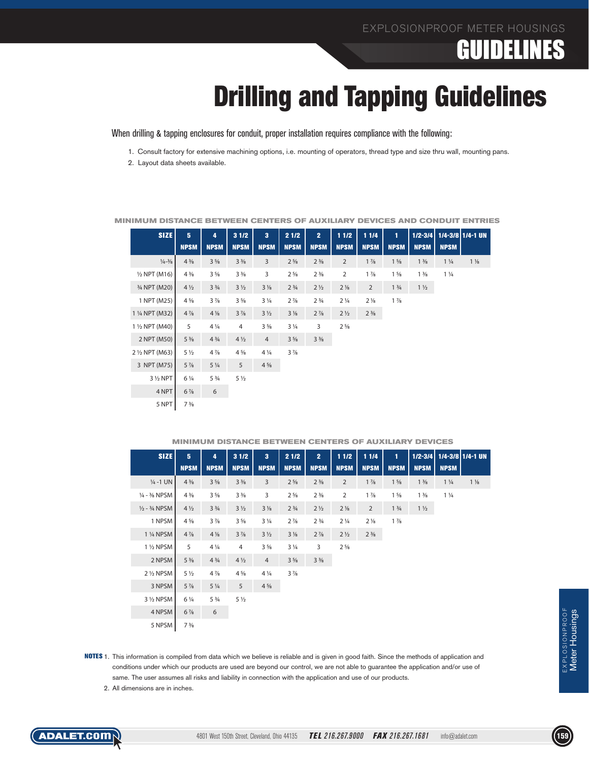# Drilling and Tapping Guidelines

When drilling & tapping enclosures for conduit, proper installation requires compliance with the following:

1. Consult factory for extensive machining options, i.e. mounting of operators, thread type and size thru wall, mounting pans.
2. Layout data sheets available.

**MINIMUM DISTANCE BETWEEN CENTERS OF AUXILIARY DEVICES AND CONDUIT ENTRIES**

| SIZE | 5 NPSM | 4 NPSM | 3 1/2 NPSM | 3 NPSM | 2 1/2 NPSM | 2 NPSM | 1 1/2 NPSM | 1 1/4 NPSM | 1 NPSM | 1/2-3/4 NPSM | 1/4-3/8 NPSM | 1/4-1 UN |
|---|---|---|---|---|---|---|---|---|---|---|---|---|
| ¼-⅜ | 4 ⅜ | 3 ⅝ | 3 ⅜ | 3 | 2 ⅝ | 2 ⅜ | 2 | 1 ⅞ | 1 ⅝ | 1 ⅜ | 1 ¼ | 1 ⅛ |
| ½ NPT (M16) | 4 ⅜ | 3 ⅝ | 3 ⅜ | 3 | 2 ⅝ | 2 ⅜ | 2 | 1 ⅞ | 1 ⅝ | 1 ⅜ | 1 ¼ | |
| ¾ NPT (M20) | 4 ½ | 3 ¾ | 3 ½ | 3 ⅛ | 2 ¾ | 2 ½ | 2 ⅛ | 2 | 1 ¾ | 1 ½ | | |
| 1 NPT (M25) | 4 ⅝ | 3 ⅞ | 3 ⅝ | 3 ¼ | 2 ⅞ | 2 ¾ | 2 ¼ | 2 ⅛ | 1 ⅞ | | | |
| 1 ¼ NPT (M32) | 4 ⅞ | 4 ⅛ | 3 ⅞ | 3 ½ | 3 ⅛ | 2 ⅞ | 2 ½ | 2 ⅜ | | | | |
| 1 ½ NPT (M40) | 5 | 4 ¼ | 4 | 3 ⅝ | 3 ¼ | 3 | 2 ⅝ | | | | | |
| 2 NPT (M50) | 5 ⅜ | 4 ¾ | 4 ½ | 4 | 3 ⅝ | 3 ⅜ | | | | | | |
| 2 ½ NPT (M63) | 5 ½ | 4 ⅞ | 4 ⅝ | 4 ¼ | 3 ⅞ | | | | | | | |
| 3 NPT (M75) | 5 ⅞ | 5 ¼ | 5 | 4 ⅝ | | | | | | | | |
| 3 ½ NPT | 6 ¼ | 5 ¾ | 5 ½ | | | | | | | | | |
| 4 NPT | 6 ⅞ | 6 | | | | | | | | | | |
| 5 NPT | 7 ⅜ | | | | | | | | | | | |

**MINIMUM DISTANCE BETWEEN CENTERS OF AUXILIARY DEVICES**

| SIZE | 5 NPSM | 4 NPSM | 3 1/2 NPSM | 3 NPSM | 2 1/2 NPSM | 2 NPSM | 1 1/2 NPSM | 1 1/4 NPSM | 1 NPSM | 1/2-3/4 NPSM | 1/4-3/8 NPSM | 1/4-1 UN |
|---|---|---|---|---|---|---|---|---|---|---|---|---|
| ¼ -1 UN | 4 ⅜ | 3 ⅝ | 3 ⅜ | 3 | 2 ⅝ | 2 ⅜ | 2 | 1 ⅞ | 1 ⅝ | 1 ⅜ | 1 ¼ | 1 ⅛ |
| ¼ - ⅜ NPSM | 4 ⅜ | 3 ⅝ | 3 ⅜ | 3 | 2 ⅝ | 2 ⅜ | 2 | 1 ⅞ | 1 ⅝ | 1 ⅜ | 1 ¼ | |
| ½ - ¾ NPSM | 4 ½ | 3 ¾ | 3 ½ | 3 ⅛ | 2 ¾ | 2 ½ | 2 ⅛ | 2 | 1 ¾ | 1 ½ | | |
| 1 NPSM | 4 ⅝ | 3 ⅞ | 3 ⅝ | 3 ¼ | 2 ⅞ | 2 ¾ | 2 ¼ | 2 ⅛ | 1 ⅞ | | | |
| 1 ¼ NPSM | 4 ⅞ | 4 ⅛ | 3 ⅞ | 3 ½ | 3 ⅛ | 2 ⅞ | 2 ½ | 2 ⅜ | | | | |
| 1 ½ NPSM | 5 | 4 ¼ | 4 | 3 ⅝ | 3 ¼ | 3 | 2 ⅝ | | | | | |
| 2 NPSM | 5 ⅜ | 4 ¾ | 4 ½ | 4 | 3 ⅝ | 3 ⅜ | | | | | | |
| 2 ½ NPSM | 5 ½ | 4 ⅞ | 4 ⅝ | 4 ¼ | 3 ⅞ | | | | | | | |
| 3 NPSM | 5 ⅞ | 5 ¼ | 5 | 4 ⅝ | | | | | | | | |
| 3 ½ NPSM | 6 ¼ | 5 ¾ | 5 ½ | | | | | | | | | |
| 4 NPSM | 6 ⅞ | 6 | | | | | | | | | | |
| 5 NPSM | 7 ⅜ | | | | | | | | | | | |

**NOTES**

1. This information is compiled from data which we believe is reliable and is given in good faith. Since the methods of application and conditions under which our products are used are beyond our control, we are not able to guarantee the application and/or use of same. The user assumes all risks and liability in connection with the application and use of our products.
2. All dimensions are in inches.